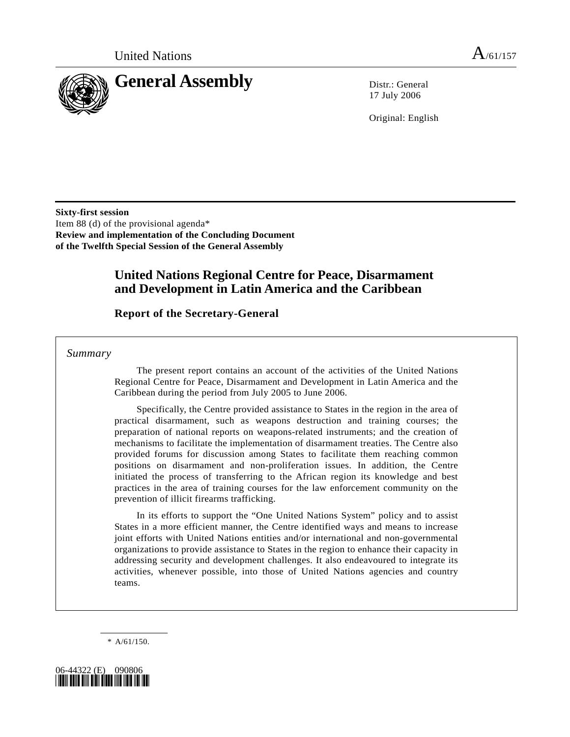United Nations

A/61/157

# General Assembly

Distr.: General
17 July 2006

Original: English

**Sixty-first session**
Item 88 (d) of the provisional agenda*
**Review and implementation of the Concluding Document of the Twelfth Special Session of the General Assembly**

## United Nations Regional Centre for Peace, Disarmament and Development in Latin America and the Caribbean

### Report of the Secretary-General

*Summary*

The present report contains an account of the activities of the United Nations Regional Centre for Peace, Disarmament and Development in Latin America and the Caribbean during the period from July 2005 to June 2006.

Specifically, the Centre provided assistance to States in the region in the area of practical disarmament, such as weapons destruction and training courses; the preparation of national reports on weapons-related instruments; and the creation of mechanisms to facilitate the implementation of disarmament treaties. The Centre also provided forums for discussion among States to facilitate them reaching common positions on disarmament and non-proliferation issues. In addition, the Centre initiated the process of transferring to the African region its knowledge and best practices in the area of training courses for the law enforcement community on the prevention of illicit firearms trafficking.

In its efforts to support the "One United Nations System" policy and to assist States in a more efficient manner, the Centre identified ways and means to increase joint efforts with United Nations entities and/or international and non-governmental organizations to provide assistance to States in the region to enhance their capacity in addressing security and development challenges. It also endeavoured to integrate its activities, whenever possible, into those of United Nations agencies and country teams.

---

\* A/61/150.

06-44322 (E) 090806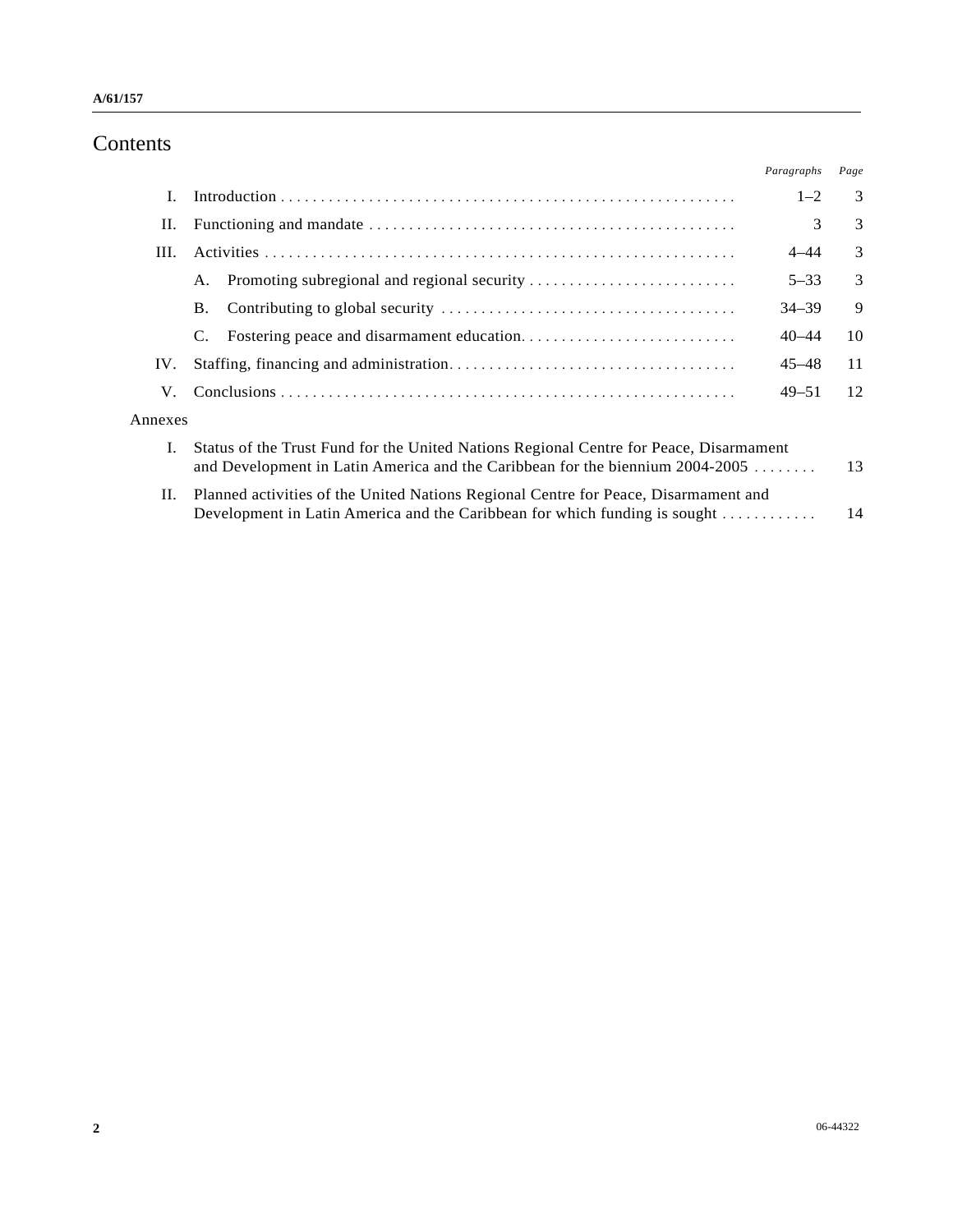# Contents

| | | Paragraphs | Page |
|---|---|---|---|
| I. | Introduction | 1–2 | 3 |
| II. | Functioning and mandate | 3 | 3 |
| III. | Activities | 4–44 | 3 |
| | A. Promoting subregional and regional security | 5–33 | 3 |
| | B. Contributing to global security | 34–39 | 9 |
| | C. Fostering peace and disarmament education | 40–44 | 10 |
| IV. | Staffing, financing and administration | 45–48 | 11 |
| V. | Conclusions | 49–51 | 12 |

Annexes

| | | Page |
|---|---|---|
| I. | Status of the Trust Fund for the United Nations Regional Centre for Peace, Disarmament and Development in Latin America and the Caribbean for the biennium 2004-2005 | 13 |
| II. | Planned activities of the United Nations Regional Centre for Peace, Disarmament and Development in Latin America and the Caribbean for which funding is sought | 14 |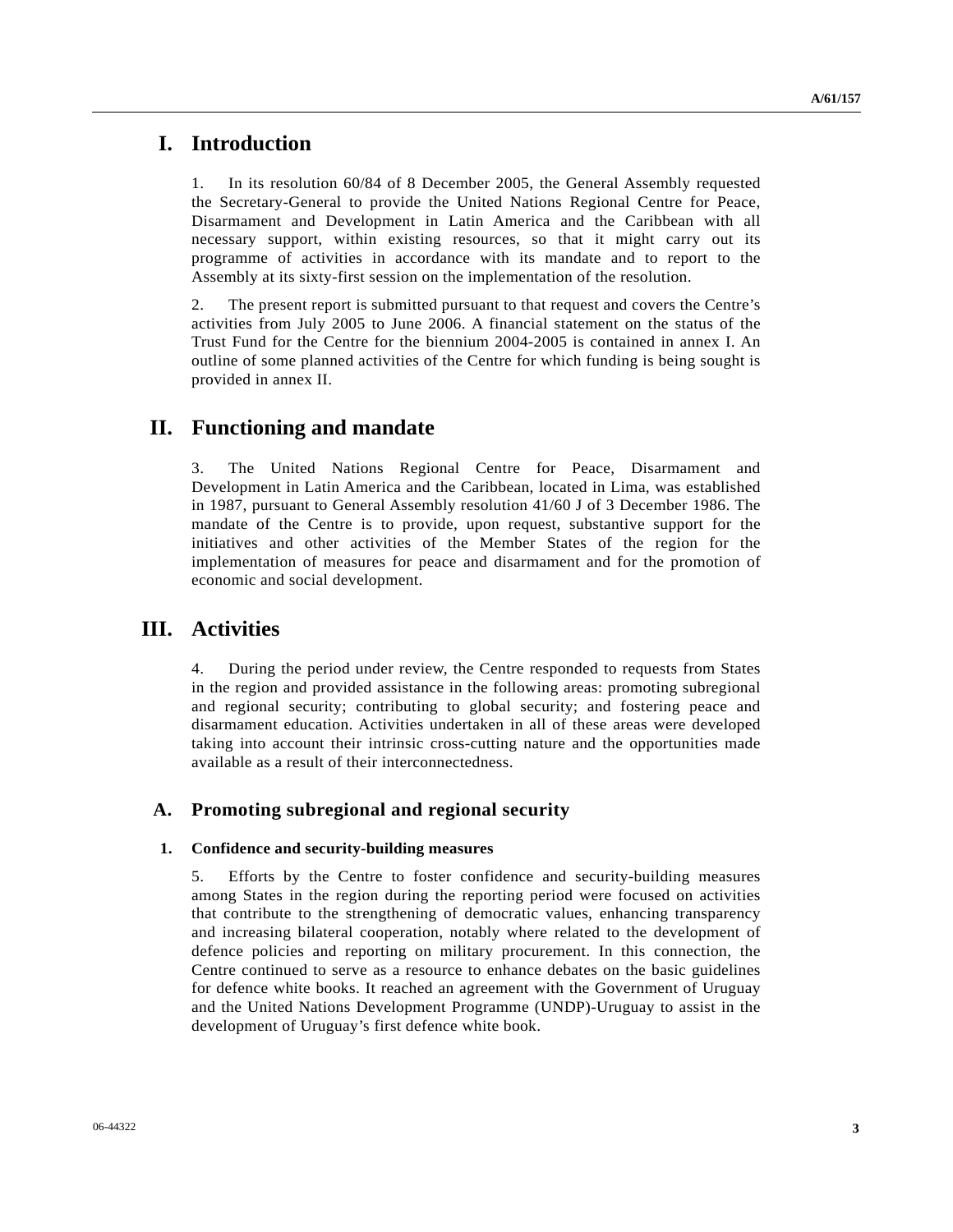# I. Introduction

1. In its resolution 60/84 of 8 December 2005, the General Assembly requested the Secretary-General to provide the United Nations Regional Centre for Peace, Disarmament and Development in Latin America and the Caribbean with all necessary support, within existing resources, so that it might carry out its programme of activities in accordance with its mandate and to report to the Assembly at its sixty-first session on the implementation of the resolution.

2. The present report is submitted pursuant to that request and covers the Centre's activities from July 2005 to June 2006. A financial statement on the status of the Trust Fund for the Centre for the biennium 2004-2005 is contained in annex I. An outline of some planned activities of the Centre for which funding is being sought is provided in annex II.

# II. Functioning and mandate

3. The United Nations Regional Centre for Peace, Disarmament and Development in Latin America and the Caribbean, located in Lima, was established in 1987, pursuant to General Assembly resolution 41/60 J of 3 December 1986. The mandate of the Centre is to provide, upon request, substantive support for the initiatives and other activities of the Member States of the region for the implementation of measures for peace and disarmament and for the promotion of economic and social development.

# III. Activities

4. During the period under review, the Centre responded to requests from States in the region and provided assistance in the following areas: promoting subregional and regional security; contributing to global security; and fostering peace and disarmament education. Activities undertaken in all of these areas were developed taking into account their intrinsic cross-cutting nature and the opportunities made available as a result of their interconnectedness.

## A. Promoting subregional and regional security

### 1. Confidence and security-building measures

5. Efforts by the Centre to foster confidence and security-building measures among States in the region during the reporting period were focused on activities that contribute to the strengthening of democratic values, enhancing transparency and increasing bilateral cooperation, notably where related to the development of defence policies and reporting on military procurement. In this connection, the Centre continued to serve as a resource to enhance debates on the basic guidelines for defence white books. It reached an agreement with the Government of Uruguay and the United Nations Development Programme (UNDP)-Uruguay to assist in the development of Uruguay's first defence white book.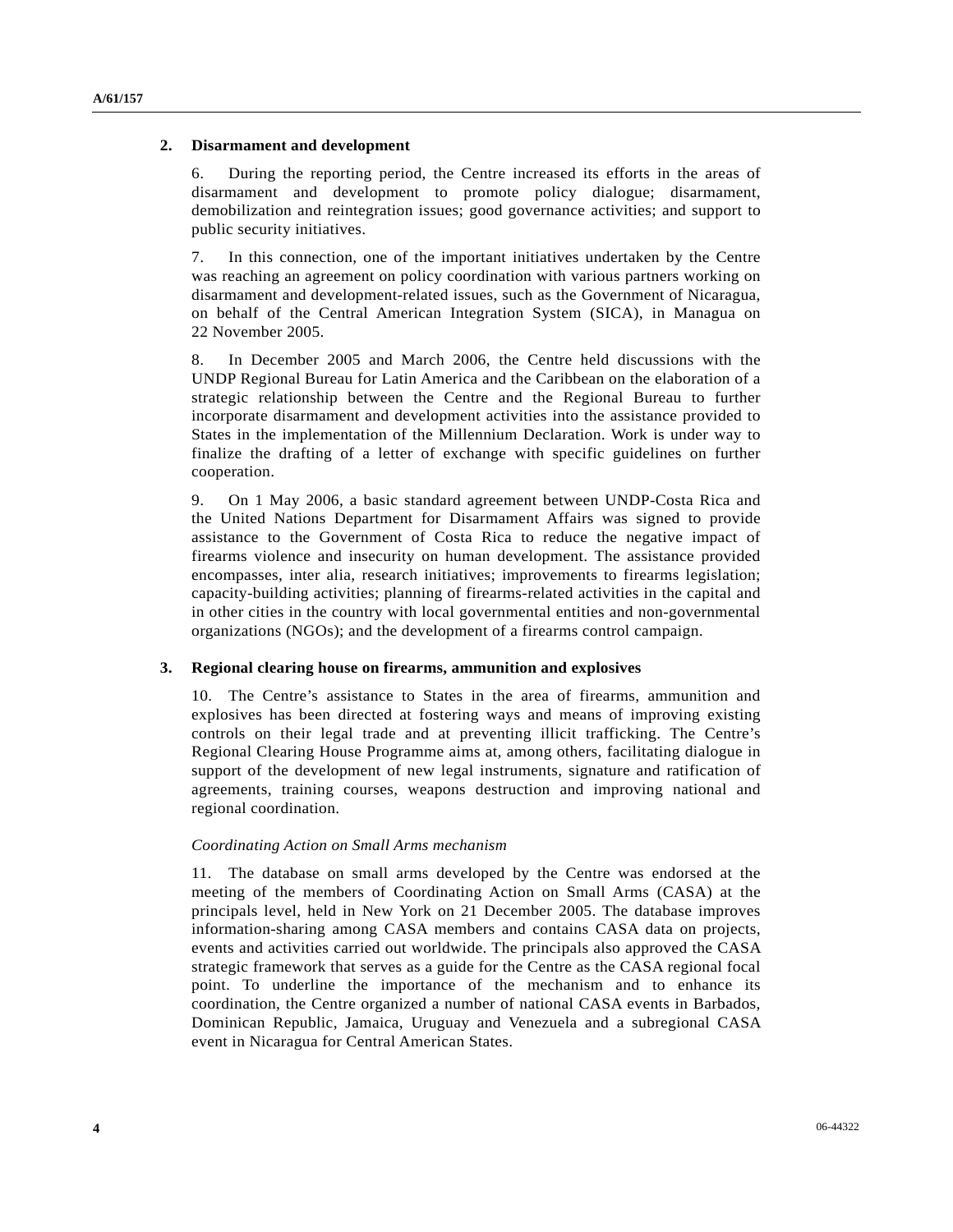### 2. Disarmament and development

6. During the reporting period, the Centre increased its efforts in the areas of disarmament and development to promote policy dialogue; disarmament, demobilization and reintegration issues; good governance activities; and support to public security initiatives.

7. In this connection, one of the important initiatives undertaken by the Centre was reaching an agreement on policy coordination with various partners working on disarmament and development-related issues, such as the Government of Nicaragua, on behalf of the Central American Integration System (SICA), in Managua on 22 November 2005.

8. In December 2005 and March 2006, the Centre held discussions with the UNDP Regional Bureau for Latin America and the Caribbean on the elaboration of a strategic relationship between the Centre and the Regional Bureau to further incorporate disarmament and development activities into the assistance provided to States in the implementation of the Millennium Declaration. Work is under way to finalize the drafting of a letter of exchange with specific guidelines on further cooperation.

9. On 1 May 2006, a basic standard agreement between UNDP-Costa Rica and the United Nations Department for Disarmament Affairs was signed to provide assistance to the Government of Costa Rica to reduce the negative impact of firearms violence and insecurity on human development. The assistance provided encompasses, inter alia, research initiatives; improvements to firearms legislation; capacity-building activities; planning of firearms-related activities in the capital and in other cities in the country with local governmental entities and non-governmental organizations (NGOs); and the development of a firearms control campaign.

### 3. Regional clearing house on firearms, ammunition and explosives

10. The Centre's assistance to States in the area of firearms, ammunition and explosives has been directed at fostering ways and means of improving existing controls on their legal trade and at preventing illicit trafficking. The Centre's Regional Clearing House Programme aims at, among others, facilitating dialogue in support of the development of new legal instruments, signature and ratification of agreements, training courses, weapons destruction and improving national and regional coordination.

*Coordinating Action on Small Arms mechanism*

11. The database on small arms developed by the Centre was endorsed at the meeting of the members of Coordinating Action on Small Arms (CASA) at the principals level, held in New York on 21 December 2005. The database improves information-sharing among CASA members and contains CASA data on projects, events and activities carried out worldwide. The principals also approved the CASA strategic framework that serves as a guide for the Centre as the CASA regional focal point. To underline the importance of the mechanism and to enhance its coordination, the Centre organized a number of national CASA events in Barbados, Dominican Republic, Jamaica, Uruguay and Venezuela and a subregional CASA event in Nicaragua for Central American States.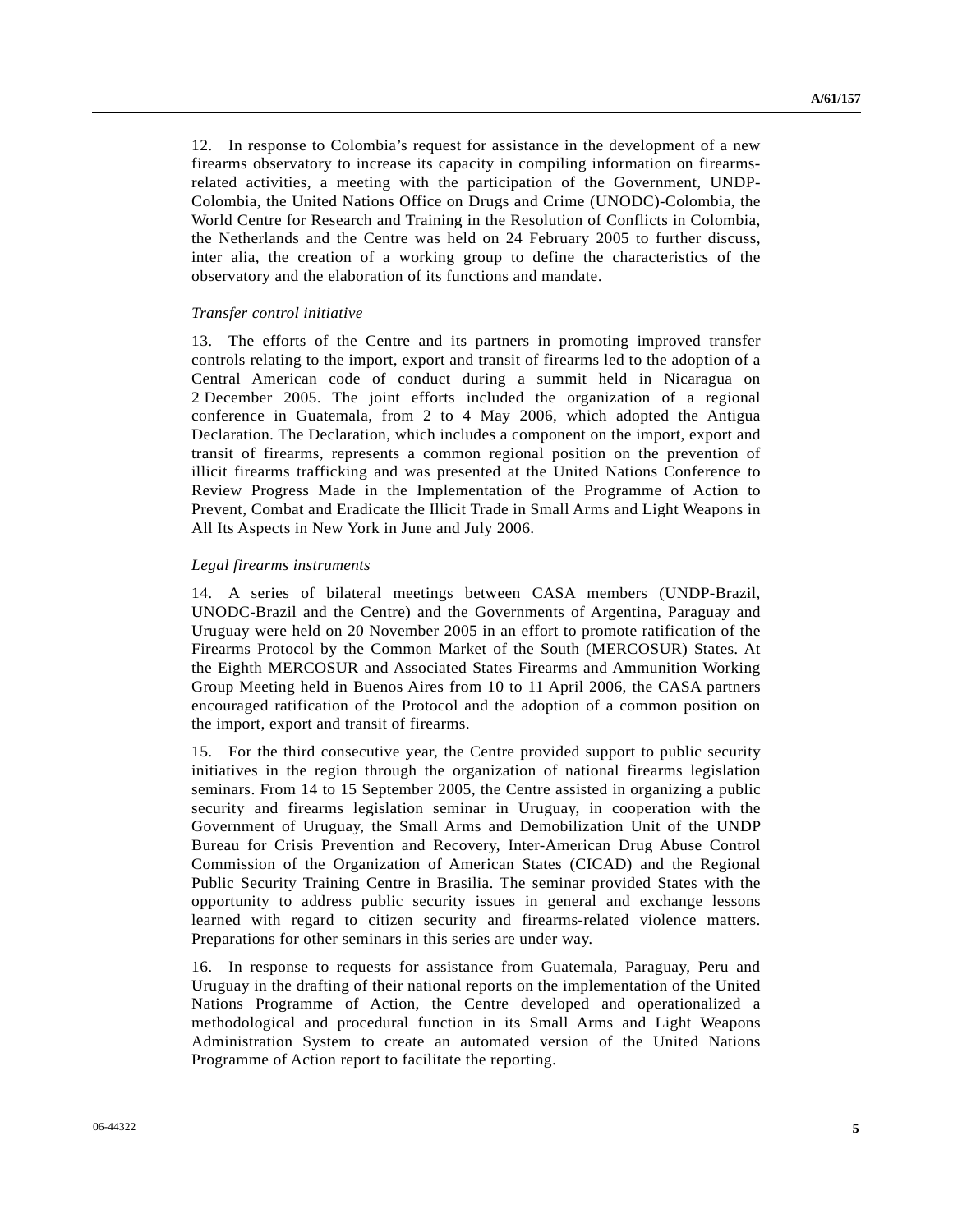12. In response to Colombia's request for assistance in the development of a new firearms observatory to increase its capacity in compiling information on firearms-related activities, a meeting with the participation of the Government, UNDP-Colombia, the United Nations Office on Drugs and Crime (UNODC)-Colombia, the World Centre for Research and Training in the Resolution of Conflicts in Colombia, the Netherlands and the Centre was held on 24 February 2005 to further discuss, inter alia, the creation of a working group to define the characteristics of the observatory and the elaboration of its functions and mandate.

*Transfer control initiative*

13. The efforts of the Centre and its partners in promoting improved transfer controls relating to the import, export and transit of firearms led to the adoption of a Central American code of conduct during a summit held in Nicaragua on 2 December 2005. The joint efforts included the organization of a regional conference in Guatemala, from 2 to 4 May 2006, which adopted the Antigua Declaration. The Declaration, which includes a component on the import, export and transit of firearms, represents a common regional position on the prevention of illicit firearms trafficking and was presented at the United Nations Conference to Review Progress Made in the Implementation of the Programme of Action to Prevent, Combat and Eradicate the Illicit Trade in Small Arms and Light Weapons in All Its Aspects in New York in June and July 2006.

*Legal firearms instruments*

14. A series of bilateral meetings between CASA members (UNDP-Brazil, UNODC-Brazil and the Centre) and the Governments of Argentina, Paraguay and Uruguay were held on 20 November 2005 in an effort to promote ratification of the Firearms Protocol by the Common Market of the South (MERCOSUR) States. At the Eighth MERCOSUR and Associated States Firearms and Ammunition Working Group Meeting held in Buenos Aires from 10 to 11 April 2006, the CASA partners encouraged ratification of the Protocol and the adoption of a common position on the import, export and transit of firearms.

15. For the third consecutive year, the Centre provided support to public security initiatives in the region through the organization of national firearms legislation seminars. From 14 to 15 September 2005, the Centre assisted in organizing a public security and firearms legislation seminar in Uruguay, in cooperation with the Government of Uruguay, the Small Arms and Demobilization Unit of the UNDP Bureau for Crisis Prevention and Recovery, Inter-American Drug Abuse Control Commission of the Organization of American States (CICAD) and the Regional Public Security Training Centre in Brasilia. The seminar provided States with the opportunity to address public security issues in general and exchange lessons learned with regard to citizen security and firearms-related violence matters. Preparations for other seminars in this series are under way.

16. In response to requests for assistance from Guatemala, Paraguay, Peru and Uruguay in the drafting of their national reports on the implementation of the United Nations Programme of Action, the Centre developed and operationalized a methodological and procedural function in its Small Arms and Light Weapons Administration System to create an automated version of the United Nations Programme of Action report to facilitate the reporting.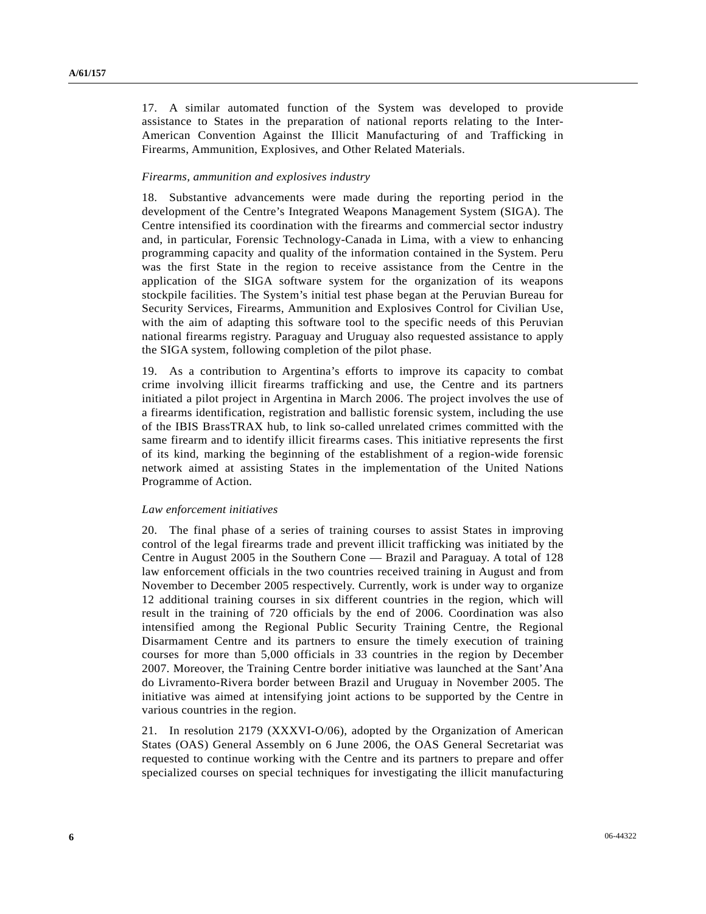17. A similar automated function of the System was developed to provide assistance to States in the preparation of national reports relating to the Inter-American Convention Against the Illicit Manufacturing of and Trafficking in Firearms, Ammunition, Explosives, and Other Related Materials.

*Firearms, ammunition and explosives industry*

18. Substantive advancements were made during the reporting period in the development of the Centre's Integrated Weapons Management System (SIGA). The Centre intensified its coordination with the firearms and commercial sector industry and, in particular, Forensic Technology-Canada in Lima, with a view to enhancing programming capacity and quality of the information contained in the System. Peru was the first State in the region to receive assistance from the Centre in the application of the SIGA software system for the organization of its weapons stockpile facilities. The System's initial test phase began at the Peruvian Bureau for Security Services, Firearms, Ammunition and Explosives Control for Civilian Use, with the aim of adapting this software tool to the specific needs of this Peruvian national firearms registry. Paraguay and Uruguay also requested assistance to apply the SIGA system, following completion of the pilot phase.

19. As a contribution to Argentina's efforts to improve its capacity to combat crime involving illicit firearms trafficking and use, the Centre and its partners initiated a pilot project in Argentina in March 2006. The project involves the use of a firearms identification, registration and ballistic forensic system, including the use of the IBIS BrassTRAX hub, to link so-called unrelated crimes committed with the same firearm and to identify illicit firearms cases. This initiative represents the first of its kind, marking the beginning of the establishment of a region-wide forensic network aimed at assisting States in the implementation of the United Nations Programme of Action.

*Law enforcement initiatives*

20. The final phase of a series of training courses to assist States in improving control of the legal firearms trade and prevent illicit trafficking was initiated by the Centre in August 2005 in the Southern Cone — Brazil and Paraguay. A total of 128 law enforcement officials in the two countries received training in August and from November to December 2005 respectively. Currently, work is under way to organize 12 additional training courses in six different countries in the region, which will result in the training of 720 officials by the end of 2006. Coordination was also intensified among the Regional Public Security Training Centre, the Regional Disarmament Centre and its partners to ensure the timely execution of training courses for more than 5,000 officials in 33 countries in the region by December 2007. Moreover, the Training Centre border initiative was launched at the Sant'Ana do Livramento-Rivera border between Brazil and Uruguay in November 2005. The initiative was aimed at intensifying joint actions to be supported by the Centre in various countries in the region.

21. In resolution 2179 (XXXVI-O/06), adopted by the Organization of American States (OAS) General Assembly on 6 June 2006, the OAS General Secretariat was requested to continue working with the Centre and its partners to prepare and offer specialized courses on special techniques for investigating the illicit manufacturing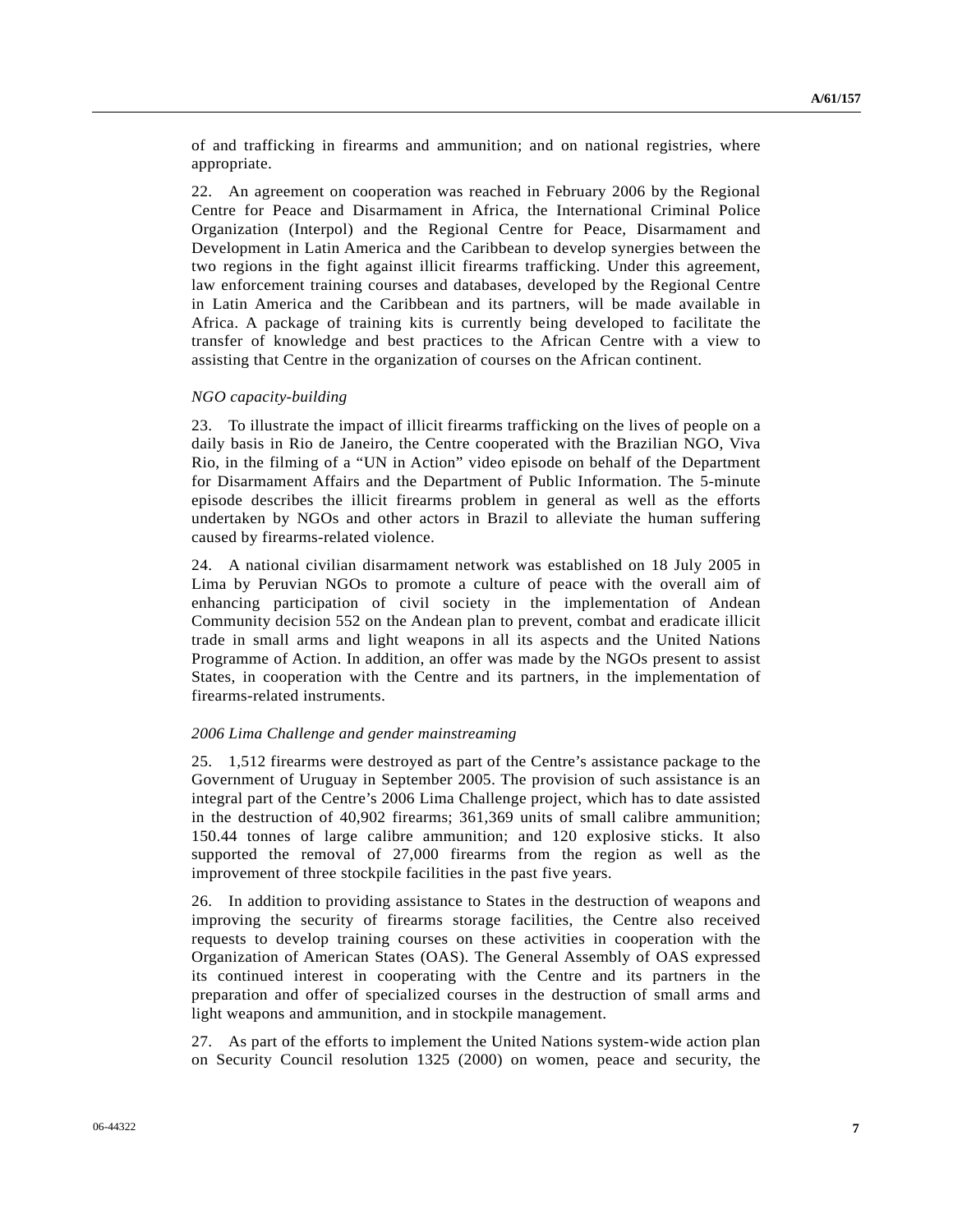of and trafficking in firearms and ammunition; and on national registries, where appropriate.

22. An agreement on cooperation was reached in February 2006 by the Regional Centre for Peace and Disarmament in Africa, the International Criminal Police Organization (Interpol) and the Regional Centre for Peace, Disarmament and Development in Latin America and the Caribbean to develop synergies between the two regions in the fight against illicit firearms trafficking. Under this agreement, law enforcement training courses and databases, developed by the Regional Centre in Latin America and the Caribbean and its partners, will be made available in Africa. A package of training kits is currently being developed to facilitate the transfer of knowledge and best practices to the African Centre with a view to assisting that Centre in the organization of courses on the African continent.

*NGO capacity-building*

23. To illustrate the impact of illicit firearms trafficking on the lives of people on a daily basis in Rio de Janeiro, the Centre cooperated with the Brazilian NGO, Viva Rio, in the filming of a "UN in Action" video episode on behalf of the Department for Disarmament Affairs and the Department of Public Information. The 5-minute episode describes the illicit firearms problem in general as well as the efforts undertaken by NGOs and other actors in Brazil to alleviate the human suffering caused by firearms-related violence.

24. A national civilian disarmament network was established on 18 July 2005 in Lima by Peruvian NGOs to promote a culture of peace with the overall aim of enhancing participation of civil society in the implementation of Andean Community decision 552 on the Andean plan to prevent, combat and eradicate illicit trade in small arms and light weapons in all its aspects and the United Nations Programme of Action. In addition, an offer was made by the NGOs present to assist States, in cooperation with the Centre and its partners, in the implementation of firearms-related instruments.

*2006 Lima Challenge and gender mainstreaming*

25. 1,512 firearms were destroyed as part of the Centre's assistance package to the Government of Uruguay in September 2005. The provision of such assistance is an integral part of the Centre's 2006 Lima Challenge project, which has to date assisted in the destruction of 40,902 firearms; 361,369 units of small calibre ammunition; 150.44 tonnes of large calibre ammunition; and 120 explosive sticks. It also supported the removal of 27,000 firearms from the region as well as the improvement of three stockpile facilities in the past five years.

26. In addition to providing assistance to States in the destruction of weapons and improving the security of firearms storage facilities, the Centre also received requests to develop training courses on these activities in cooperation with the Organization of American States (OAS). The General Assembly of OAS expressed its continued interest in cooperating with the Centre and its partners in the preparation and offer of specialized courses in the destruction of small arms and light weapons and ammunition, and in stockpile management.

27. As part of the efforts to implement the United Nations system-wide action plan on Security Council resolution 1325 (2000) on women, peace and security, the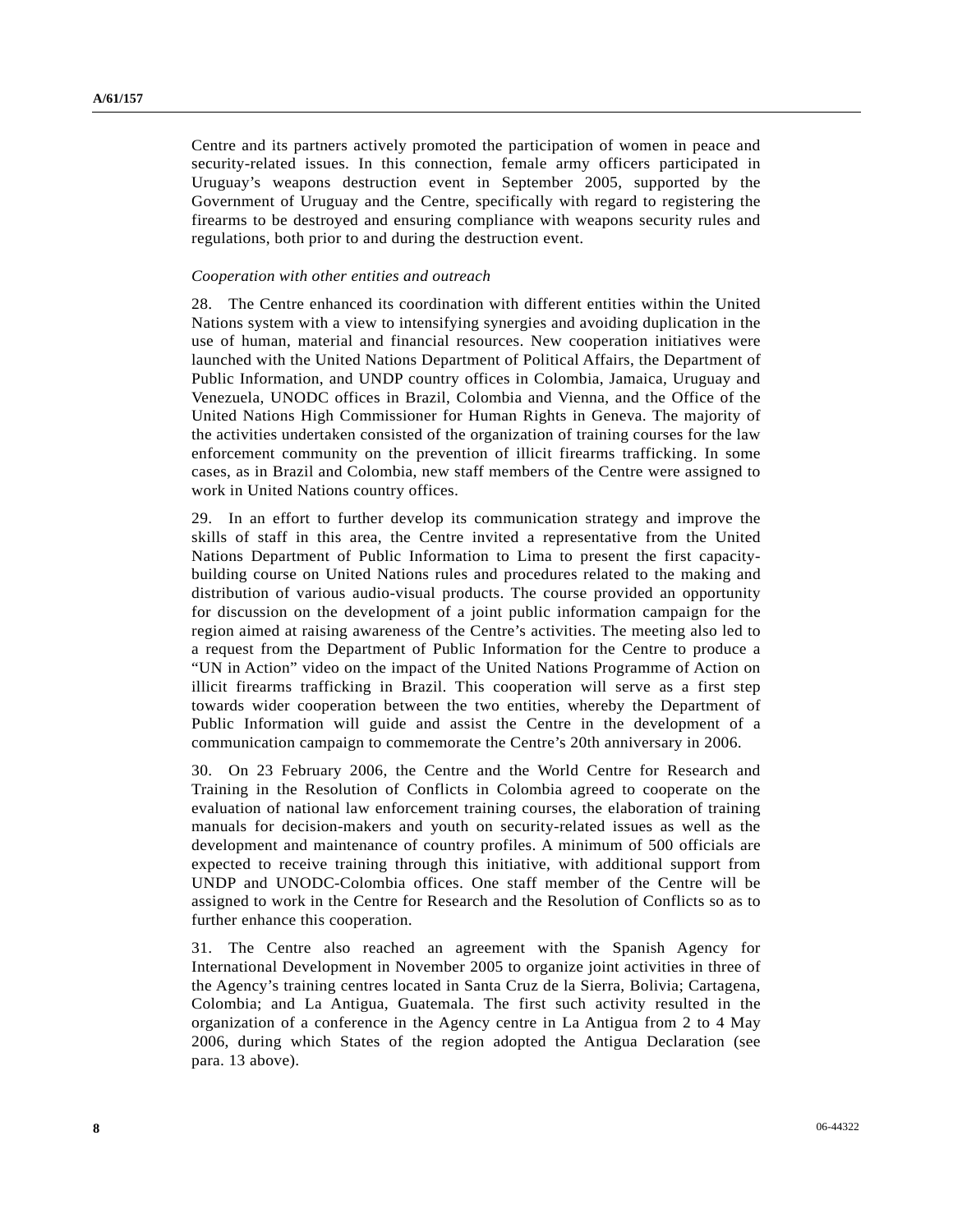Centre and its partners actively promoted the participation of women in peace and security-related issues. In this connection, female army officers participated in Uruguay's weapons destruction event in September 2005, supported by the Government of Uruguay and the Centre, specifically with regard to registering the firearms to be destroyed and ensuring compliance with weapons security rules and regulations, both prior to and during the destruction event.

*Cooperation with other entities and outreach*

28. The Centre enhanced its coordination with different entities within the United Nations system with a view to intensifying synergies and avoiding duplication in the use of human, material and financial resources. New cooperation initiatives were launched with the United Nations Department of Political Affairs, the Department of Public Information, and UNDP country offices in Colombia, Jamaica, Uruguay and Venezuela, UNODC offices in Brazil, Colombia and Vienna, and the Office of the United Nations High Commissioner for Human Rights in Geneva. The majority of the activities undertaken consisted of the organization of training courses for the law enforcement community on the prevention of illicit firearms trafficking. In some cases, as in Brazil and Colombia, new staff members of the Centre were assigned to work in United Nations country offices.

29. In an effort to further develop its communication strategy and improve the skills of staff in this area, the Centre invited a representative from the United Nations Department of Public Information to Lima to present the first capacity-building course on United Nations rules and procedures related to the making and distribution of various audio-visual products. The course provided an opportunity for discussion on the development of a joint public information campaign for the region aimed at raising awareness of the Centre's activities. The meeting also led to a request from the Department of Public Information for the Centre to produce a "UN in Action" video on the impact of the United Nations Programme of Action on illicit firearms trafficking in Brazil. This cooperation will serve as a first step towards wider cooperation between the two entities, whereby the Department of Public Information will guide and assist the Centre in the development of a communication campaign to commemorate the Centre's 20th anniversary in 2006.

30. On 23 February 2006, the Centre and the World Centre for Research and Training in the Resolution of Conflicts in Colombia agreed to cooperate on the evaluation of national law enforcement training courses, the elaboration of training manuals for decision-makers and youth on security-related issues as well as the development and maintenance of country profiles. A minimum of 500 officials are expected to receive training through this initiative, with additional support from UNDP and UNODC-Colombia offices. One staff member of the Centre will be assigned to work in the Centre for Research and the Resolution of Conflicts so as to further enhance this cooperation.

31. The Centre also reached an agreement with the Spanish Agency for International Development in November 2005 to organize joint activities in three of the Agency's training centres located in Santa Cruz de la Sierra, Bolivia; Cartagena, Colombia; and La Antigua, Guatemala. The first such activity resulted in the organization of a conference in the Agency centre in La Antigua from 2 to 4 May 2006, during which States of the region adopted the Antigua Declaration (see para. 13 above).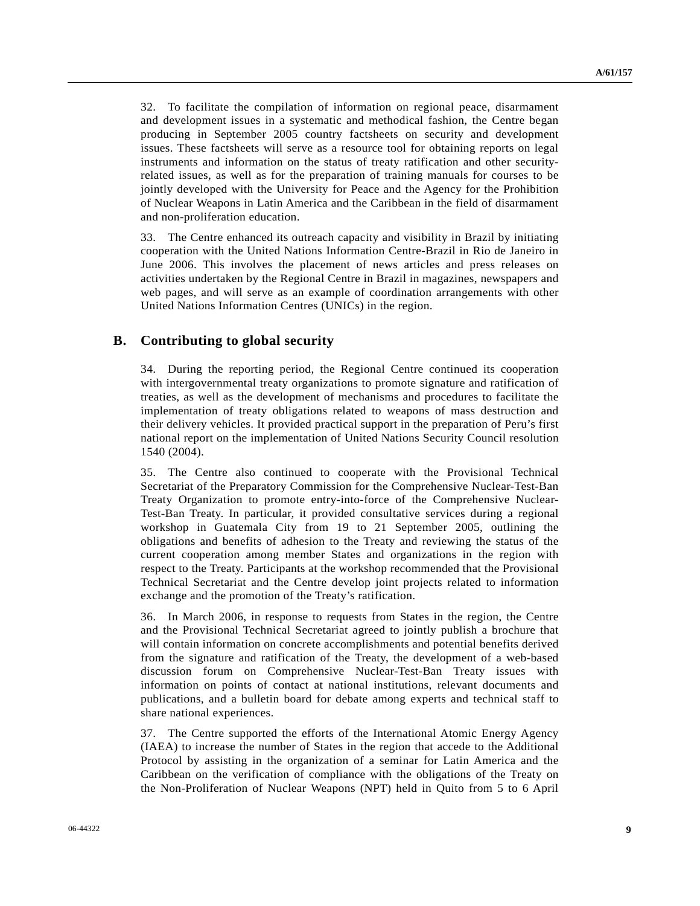32. To facilitate the compilation of information on regional peace, disarmament and development issues in a systematic and methodical fashion, the Centre began producing in September 2005 country factsheets on security and development issues. These factsheets will serve as a resource tool for obtaining reports on legal instruments and information on the status of treaty ratification and other security-related issues, as well as for the preparation of training manuals for courses to be jointly developed with the University for Peace and the Agency for the Prohibition of Nuclear Weapons in Latin America and the Caribbean in the field of disarmament and non-proliferation education.

33. The Centre enhanced its outreach capacity and visibility in Brazil by initiating cooperation with the United Nations Information Centre-Brazil in Rio de Janeiro in June 2006. This involves the placement of news articles and press releases on activities undertaken by the Regional Centre in Brazil in magazines, newspapers and web pages, and will serve as an example of coordination arrangements with other United Nations Information Centres (UNICs) in the region.

## B. Contributing to global security

34. During the reporting period, the Regional Centre continued its cooperation with intergovernmental treaty organizations to promote signature and ratification of treaties, as well as the development of mechanisms and procedures to facilitate the implementation of treaty obligations related to weapons of mass destruction and their delivery vehicles. It provided practical support in the preparation of Peru's first national report on the implementation of United Nations Security Council resolution 1540 (2004).

35. The Centre also continued to cooperate with the Provisional Technical Secretariat of the Preparatory Commission for the Comprehensive Nuclear-Test-Ban Treaty Organization to promote entry-into-force of the Comprehensive Nuclear-Test-Ban Treaty. In particular, it provided consultative services during a regional workshop in Guatemala City from 19 to 21 September 2005, outlining the obligations and benefits of adhesion to the Treaty and reviewing the status of the current cooperation among member States and organizations in the region with respect to the Treaty. Participants at the workshop recommended that the Provisional Technical Secretariat and the Centre develop joint projects related to information exchange and the promotion of the Treaty's ratification.

36. In March 2006, in response to requests from States in the region, the Centre and the Provisional Technical Secretariat agreed to jointly publish a brochure that will contain information on concrete accomplishments and potential benefits derived from the signature and ratification of the Treaty, the development of a web-based discussion forum on Comprehensive Nuclear-Test-Ban Treaty issues with information on points of contact at national institutions, relevant documents and publications, and a bulletin board for debate among experts and technical staff to share national experiences.

37. The Centre supported the efforts of the International Atomic Energy Agency (IAEA) to increase the number of States in the region that accede to the Additional Protocol by assisting in the organization of a seminar for Latin America and the Caribbean on the verification of compliance with the obligations of the Treaty on the Non-Proliferation of Nuclear Weapons (NPT) held in Quito from 5 to 6 April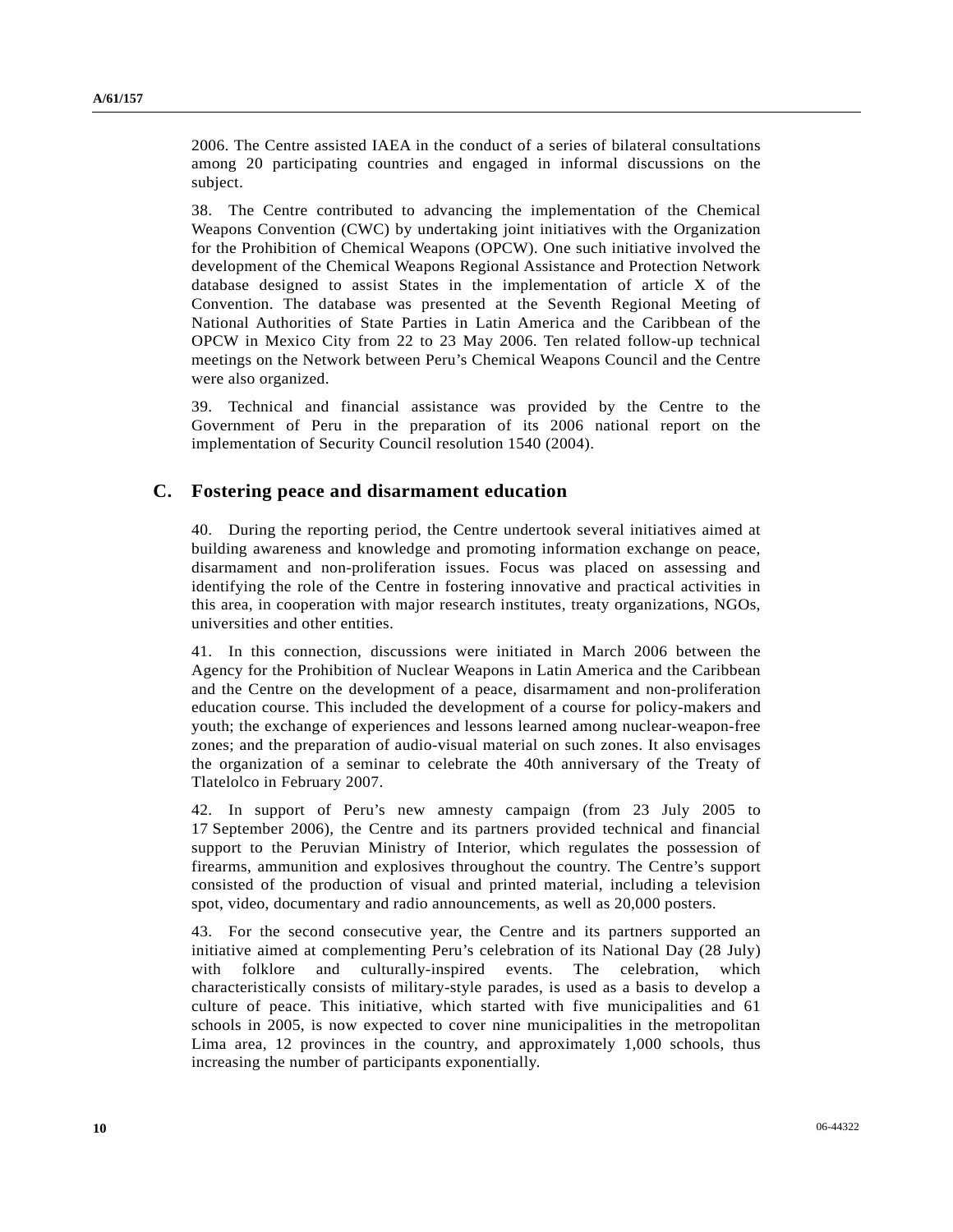2006. The Centre assisted IAEA in the conduct of a series of bilateral consultations among 20 participating countries and engaged in informal discussions on the subject.

38. The Centre contributed to advancing the implementation of the Chemical Weapons Convention (CWC) by undertaking joint initiatives with the Organization for the Prohibition of Chemical Weapons (OPCW). One such initiative involved the development of the Chemical Weapons Regional Assistance and Protection Network database designed to assist States in the implementation of article X of the Convention. The database was presented at the Seventh Regional Meeting of National Authorities of State Parties in Latin America and the Caribbean of the OPCW in Mexico City from 22 to 23 May 2006. Ten related follow-up technical meetings on the Network between Peru's Chemical Weapons Council and the Centre were also organized.

39. Technical and financial assistance was provided by the Centre to the Government of Peru in the preparation of its 2006 national report on the implementation of Security Council resolution 1540 (2004).

## C. Fostering peace and disarmament education

40. During the reporting period, the Centre undertook several initiatives aimed at building awareness and knowledge and promoting information exchange on peace, disarmament and non-proliferation issues. Focus was placed on assessing and identifying the role of the Centre in fostering innovative and practical activities in this area, in cooperation with major research institutes, treaty organizations, NGOs, universities and other entities.

41. In this connection, discussions were initiated in March 2006 between the Agency for the Prohibition of Nuclear Weapons in Latin America and the Caribbean and the Centre on the development of a peace, disarmament and non-proliferation education course. This included the development of a course for policy-makers and youth; the exchange of experiences and lessons learned among nuclear-weapon-free zones; and the preparation of audio-visual material on such zones. It also envisages the organization of a seminar to celebrate the 40th anniversary of the Treaty of Tlatelolco in February 2007.

42. In support of Peru's new amnesty campaign (from 23 July 2005 to 17 September 2006), the Centre and its partners provided technical and financial support to the Peruvian Ministry of Interior, which regulates the possession of firearms, ammunition and explosives throughout the country. The Centre's support consisted of the production of visual and printed material, including a television spot, video, documentary and radio announcements, as well as 20,000 posters.

43. For the second consecutive year, the Centre and its partners supported an initiative aimed at complementing Peru's celebration of its National Day (28 July) with folklore and culturally-inspired events. The celebration, which characteristically consists of military-style parades, is used as a basis to develop a culture of peace. This initiative, which started with five municipalities and 61 schools in 2005, is now expected to cover nine municipalities in the metropolitan Lima area, 12 provinces in the country, and approximately 1,000 schools, thus increasing the number of participants exponentially.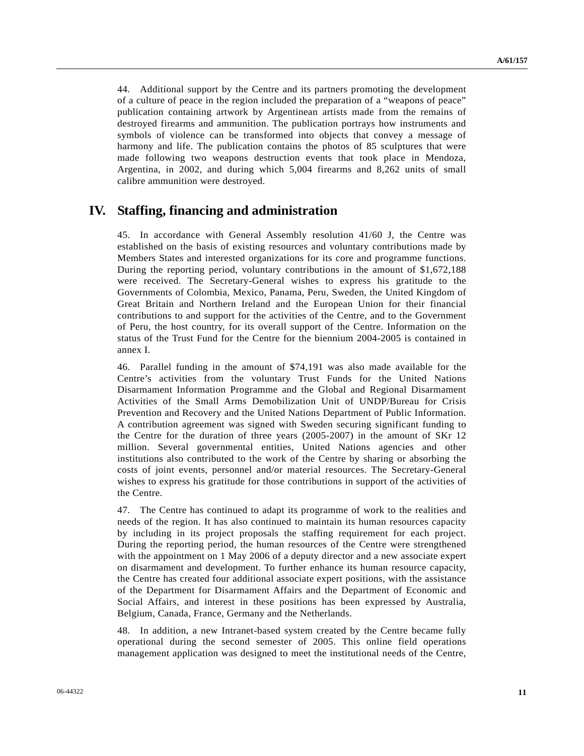44. Additional support by the Centre and its partners promoting the development of a culture of peace in the region included the preparation of a "weapons of peace" publication containing artwork by Argentinean artists made from the remains of destroyed firearms and ammunition. The publication portrays how instruments and symbols of violence can be transformed into objects that convey a message of harmony and life. The publication contains the photos of 85 sculptures that were made following two weapons destruction events that took place in Mendoza, Argentina, in 2002, and during which 5,004 firearms and 8,262 units of small calibre ammunition were destroyed.

# IV. Staffing, financing and administration

45. In accordance with General Assembly resolution 41/60 J, the Centre was established on the basis of existing resources and voluntary contributions made by Members States and interested organizations for its core and programme functions. During the reporting period, voluntary contributions in the amount of $1,672,188 were received. The Secretary-General wishes to express his gratitude to the Governments of Colombia, Mexico, Panama, Peru, Sweden, the United Kingdom of Great Britain and Northern Ireland and the European Union for their financial contributions to and support for the activities of the Centre, and to the Government of Peru, the host country, for its overall support of the Centre. Information on the status of the Trust Fund for the Centre for the biennium 2004-2005 is contained in annex I.

46. Parallel funding in the amount of $74,191 was also made available for the Centre's activities from the voluntary Trust Funds for the United Nations Disarmament Information Programme and the Global and Regional Disarmament Activities of the Small Arms Demobilization Unit of UNDP/Bureau for Crisis Prevention and Recovery and the United Nations Department of Public Information. A contribution agreement was signed with Sweden securing significant funding to the Centre for the duration of three years (2005-2007) in the amount of SKr 12 million. Several governmental entities, United Nations agencies and other institutions also contributed to the work of the Centre by sharing or absorbing the costs of joint events, personnel and/or material resources. The Secretary-General wishes to express his gratitude for those contributions in support of the activities of the Centre.

47. The Centre has continued to adapt its programme of work to the realities and needs of the region. It has also continued to maintain its human resources capacity by including in its project proposals the staffing requirement for each project. During the reporting period, the human resources of the Centre were strengthened with the appointment on 1 May 2006 of a deputy director and a new associate expert on disarmament and development. To further enhance its human resource capacity, the Centre has created four additional associate expert positions, with the assistance of the Department for Disarmament Affairs and the Department of Economic and Social Affairs, and interest in these positions has been expressed by Australia, Belgium, Canada, France, Germany and the Netherlands.

48. In addition, a new Intranet-based system created by the Centre became fully operational during the second semester of 2005. This online field operations management application was designed to meet the institutional needs of the Centre,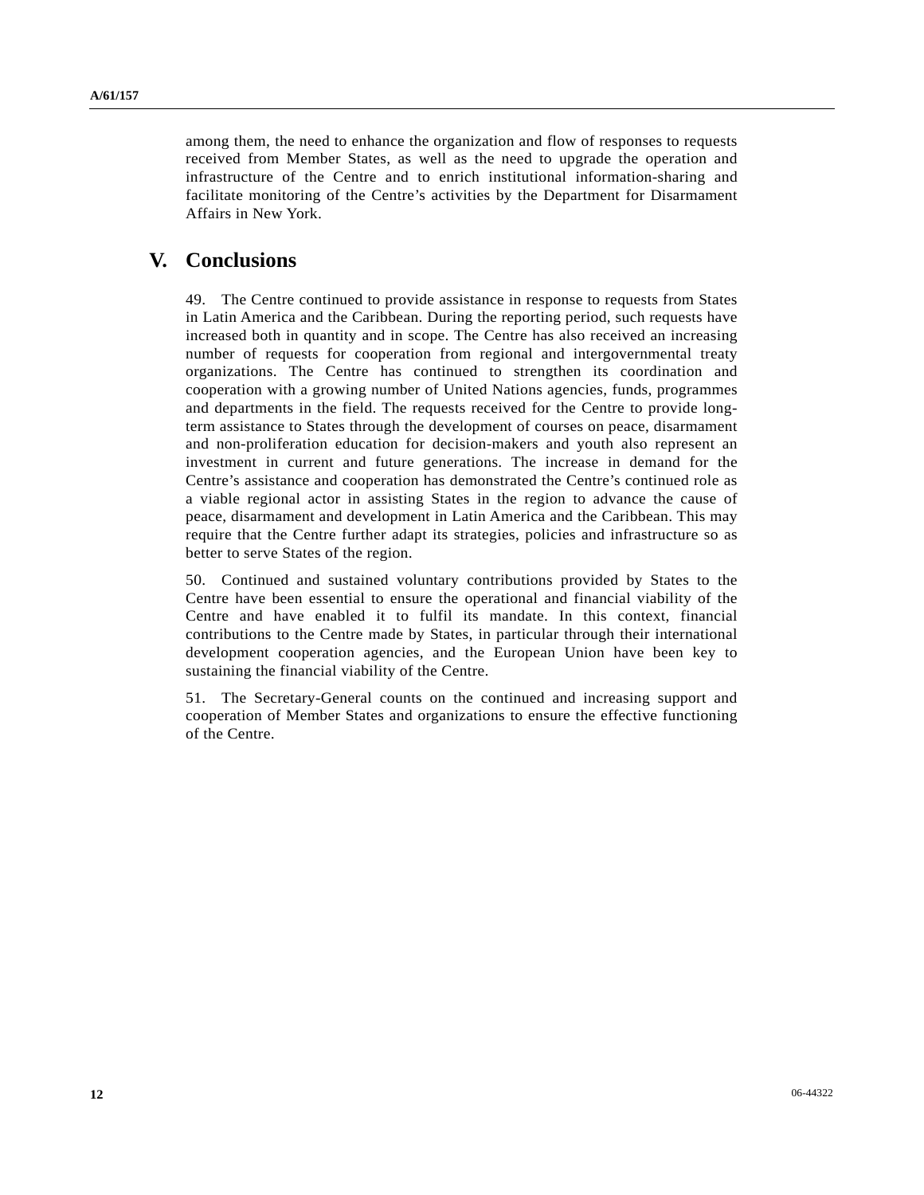among them, the need to enhance the organization and flow of responses to requests received from Member States, as well as the need to upgrade the operation and infrastructure of the Centre and to enrich institutional information-sharing and facilitate monitoring of the Centre's activities by the Department for Disarmament Affairs in New York.

## V. Conclusions

49. The Centre continued to provide assistance in response to requests from States in Latin America and the Caribbean. During the reporting period, such requests have increased both in quantity and in scope. The Centre has also received an increasing number of requests for cooperation from regional and intergovernmental treaty organizations. The Centre has continued to strengthen its coordination and cooperation with a growing number of United Nations agencies, funds, programmes and departments in the field. The requests received for the Centre to provide long-term assistance to States through the development of courses on peace, disarmament and non-proliferation education for decision-makers and youth also represent an investment in current and future generations. The increase in demand for the Centre's assistance and cooperation has demonstrated the Centre's continued role as a viable regional actor in assisting States in the region to advance the cause of peace, disarmament and development in Latin America and the Caribbean. This may require that the Centre further adapt its strategies, policies and infrastructure so as better to serve States of the region.

50. Continued and sustained voluntary contributions provided by States to the Centre have been essential to ensure the operational and financial viability of the Centre and have enabled it to fulfil its mandate. In this context, financial contributions to the Centre made by States, in particular through their international development cooperation agencies, and the European Union have been key to sustaining the financial viability of the Centre.

51. The Secretary-General counts on the continued and increasing support and cooperation of Member States and organizations to ensure the effective functioning of the Centre.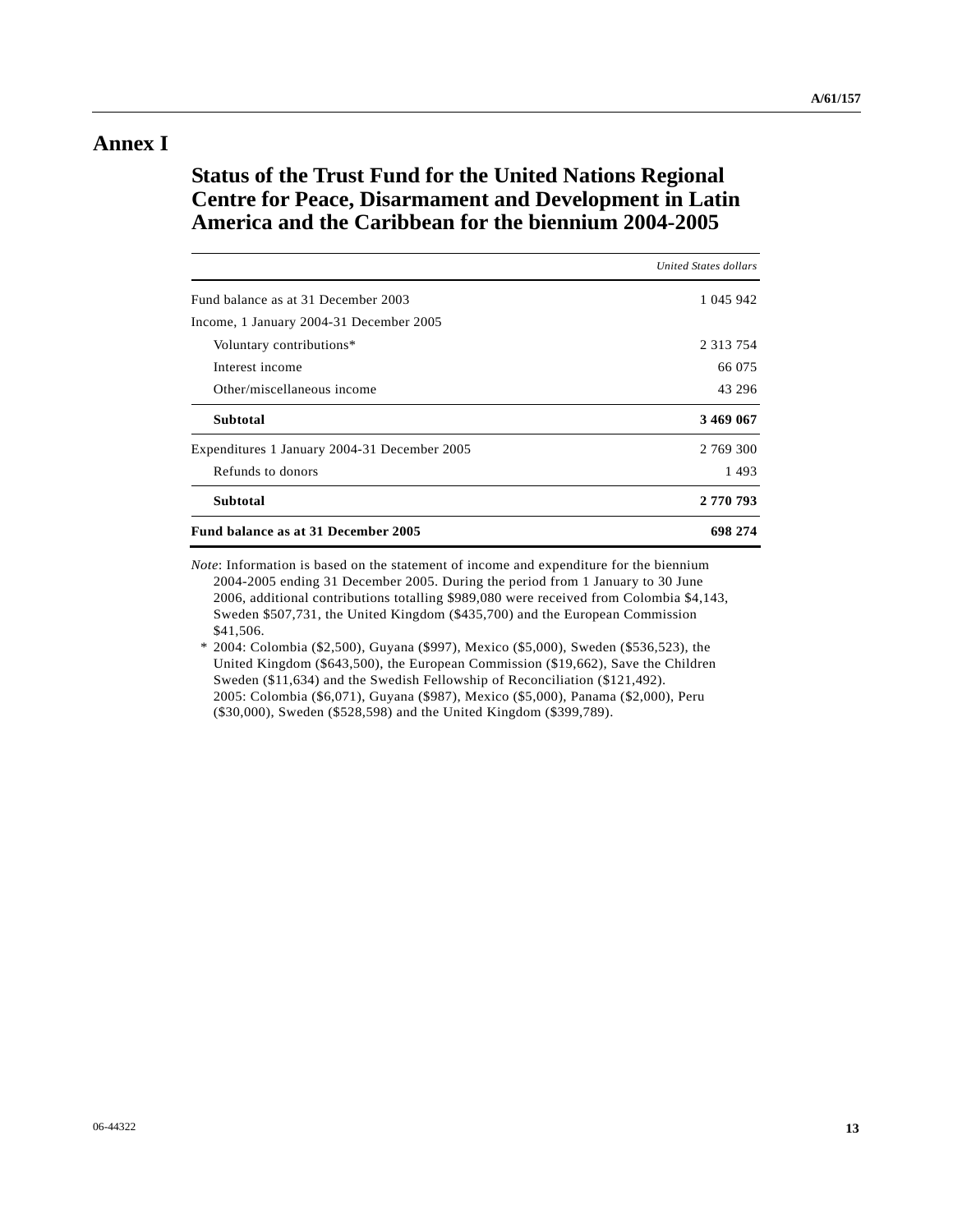# Annex I

## Status of the Trust Fund for the United Nations Regional Centre for Peace, Disarmament and Development in Latin America and the Caribbean for the biennium 2004-2005

| | *United States dollars* |
|---|---:|
| Fund balance as at 31 December 2003 | 1 045 942 |
| Income, 1 January 2004-31 December 2005 | |
| Voluntary contributions* | 2 313 754 |
| Interest income | 66 075 |
| Other/miscellaneous income | 43 296 |
| **Subtotal** | **3 469 067** |
| Expenditures 1 January 2004-31 December 2005 | 2 769 300 |
| Refunds to donors | 1 493 |
| **Subtotal** | **2 770 793** |
| **Fund balance as at 31 December 2005** | **698 274** |

*Note*: Information is based on the statement of income and expenditure for the biennium 2004-2005 ending 31 December 2005. During the period from 1 January to 30 June 2006, additional contributions totalling $989,080 were received from Colombia $4,143, Sweden $507,731, the United Kingdom ($435,700) and the European Commission $41,506.

\* 2004: Colombia ($2,500), Guyana ($997), Mexico ($5,000), Sweden ($536,523), the United Kingdom ($643,500), the European Commission ($19,662), Save the Children Sweden ($11,634) and the Swedish Fellowship of Reconciliation ($121,492). 2005: Colombia ($6,071), Guyana ($987), Mexico ($5,000), Panama ($2,000), Peru ($30,000), Sweden ($528,598) and the United Kingdom ($399,789).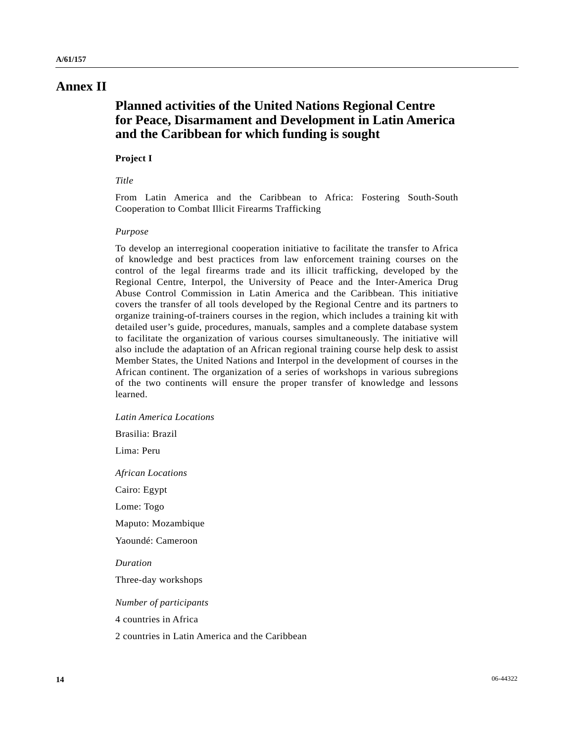# Annex II

## Planned activities of the United Nations Regional Centre for Peace, Disarmament and Development in Latin America and the Caribbean for which funding is sought

### Project I

*Title*

From Latin America and the Caribbean to Africa: Fostering South-South Cooperation to Combat Illicit Firearms Trafficking

*Purpose*

To develop an interregional cooperation initiative to facilitate the transfer to Africa of knowledge and best practices from law enforcement training courses on the control of the legal firearms trade and its illicit trafficking, developed by the Regional Centre, Interpol, the University of Peace and the Inter-America Drug Abuse Control Commission in Latin America and the Caribbean. This initiative covers the transfer of all tools developed by the Regional Centre and its partners to organize training-of-trainers courses in the region, which includes a training kit with detailed user's guide, procedures, manuals, samples and a complete database system to facilitate the organization of various courses simultaneously. The initiative will also include the adaptation of an African regional training course help desk to assist Member States, the United Nations and Interpol in the development of courses in the African continent. The organization of a series of workshops in various subregions of the two continents will ensure the proper transfer of knowledge and lessons learned.

*Latin America Locations*

Brasilia: Brazil

Lima: Peru

*African Locations*

Cairo: Egypt

Lome: Togo

Maputo: Mozambique

Yaoundé: Cameroon

*Duration*

Three-day workshops

*Number of participants*

4 countries in Africa

2 countries in Latin America and the Caribbean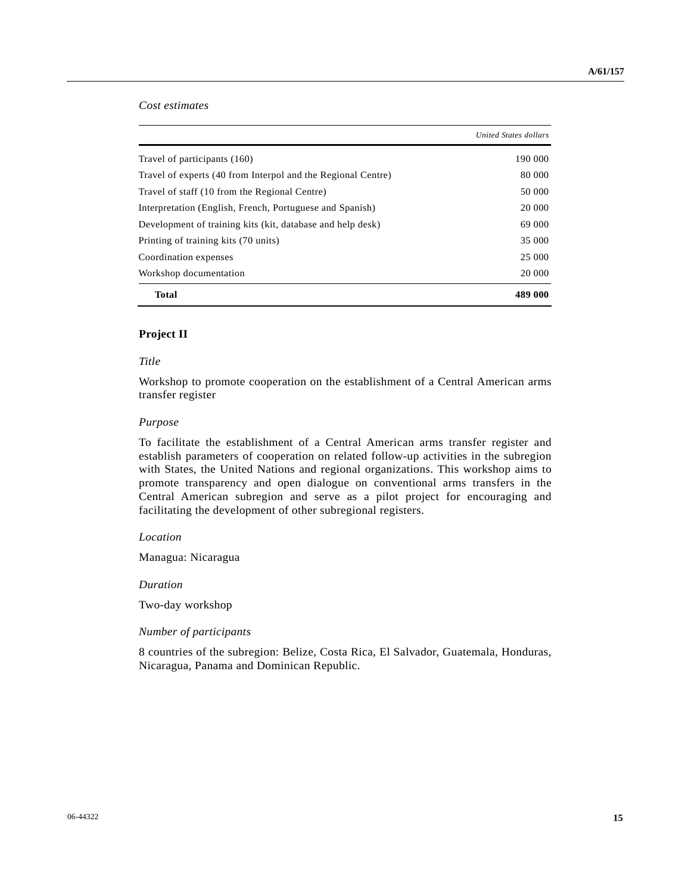*Cost estimates*

| | *United States dollars* |
|---|---|
| Travel of participants (160) | 190 000 |
| Travel of experts (40 from Interpol and the Regional Centre) | 80 000 |
| Travel of staff (10 from the Regional Centre) | 50 000 |
| Interpretation (English, French, Portuguese and Spanish) | 20 000 |
| Development of training kits (kit, database and help desk) | 69 000 |
| Printing of training kits (70 units) | 35 000 |
| Coordination expenses | 25 000 |
| Workshop documentation | 20 000 |
| **Total** | **489 000** |

### Project II

*Title*

Workshop to promote cooperation on the establishment of a Central American arms transfer register

*Purpose*

To facilitate the establishment of a Central American arms transfer register and establish parameters of cooperation on related follow-up activities in the subregion with States, the United Nations and regional organizations. This workshop aims to promote transparency and open dialogue on conventional arms transfers in the Central American subregion and serve as a pilot project for encouraging and facilitating the development of other subregional registers.

*Location*

Managua: Nicaragua

*Duration*

Two-day workshop

*Number of participants*

8 countries of the subregion: Belize, Costa Rica, El Salvador, Guatemala, Honduras, Nicaragua, Panama and Dominican Republic.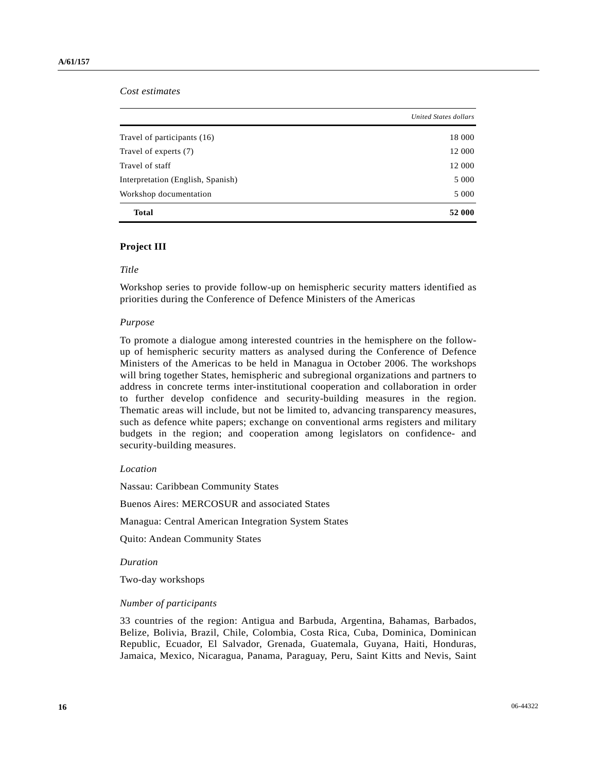*Cost estimates*

| | United States dollars |
|---|---|
| Travel of participants (16) | 18 000 |
| Travel of experts (7) | 12 000 |
| Travel of staff | 12 000 |
| Interpretation (English, Spanish) | 5 000 |
| Workshop documentation | 5 000 |
| **Total** | **52 000** |

### Project III

*Title*

Workshop series to provide follow-up on hemispheric security matters identified as priorities during the Conference of Defence Ministers of the Americas

*Purpose*

To promote a dialogue among interested countries in the hemisphere on the follow-up of hemispheric security matters as analysed during the Conference of Defence Ministers of the Americas to be held in Managua in October 2006. The workshops will bring together States, hemispheric and subregional organizations and partners to address in concrete terms inter-institutional cooperation and collaboration in order to further develop confidence and security-building measures in the region. Thematic areas will include, but not be limited to, advancing transparency measures, such as defence white papers; exchange on conventional arms registers and military budgets in the region; and cooperation among legislators on confidence- and security-building measures.

*Location*

Nassau: Caribbean Community States

Buenos Aires: MERCOSUR and associated States

Managua: Central American Integration System States

Quito: Andean Community States

*Duration*

Two-day workshops

*Number of participants*

33 countries of the region: Antigua and Barbuda, Argentina, Bahamas, Barbados, Belize, Bolivia, Brazil, Chile, Colombia, Costa Rica, Cuba, Dominica, Dominican Republic, Ecuador, El Salvador, Grenada, Guatemala, Guyana, Haiti, Honduras, Jamaica, Mexico, Nicaragua, Panama, Paraguay, Peru, Saint Kitts and Nevis, Saint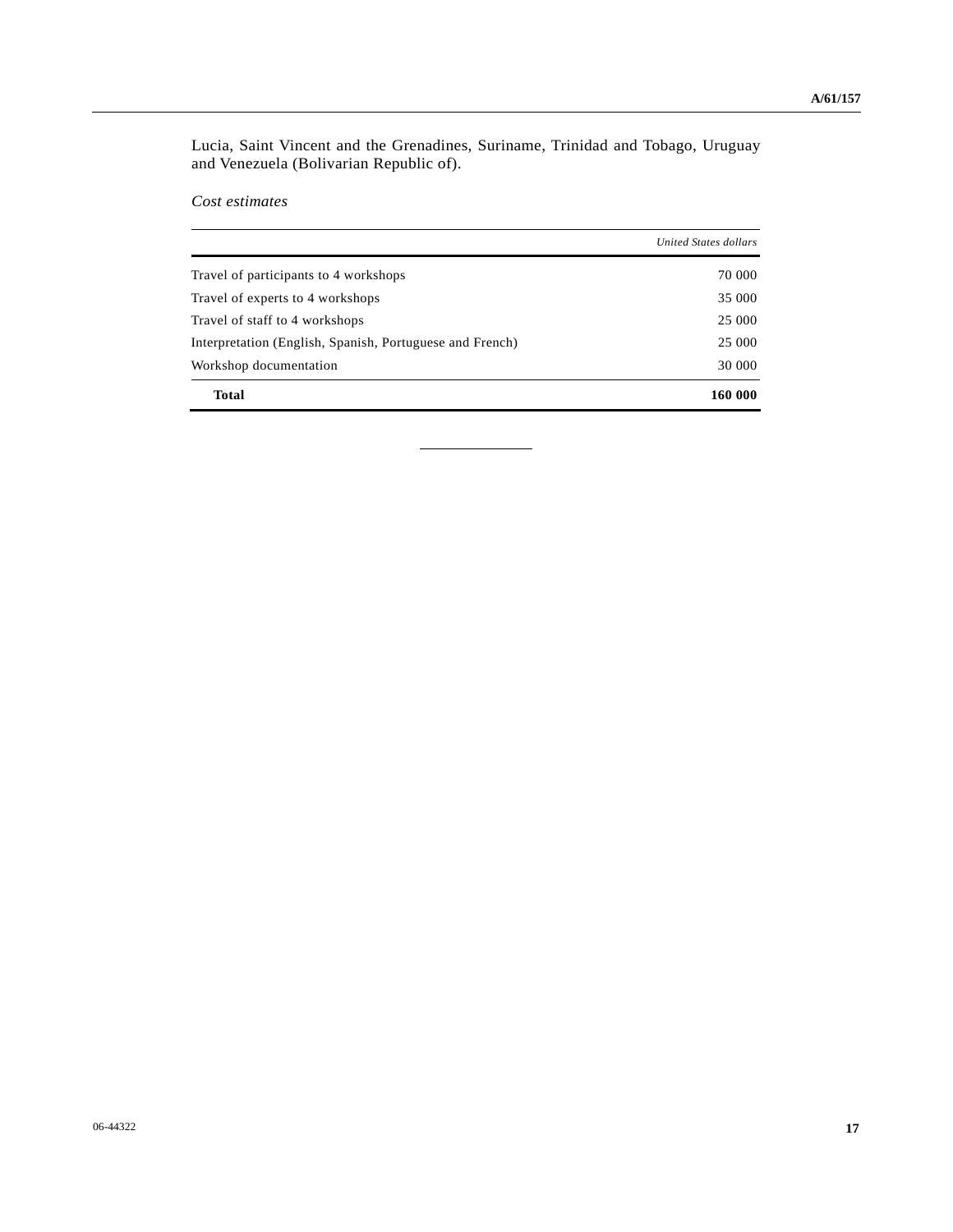Lucia, Saint Vincent and the Grenadines, Suriname, Trinidad and Tobago, Uruguay and Venezuela (Bolivarian Republic of).

*Cost estimates*

| | *United States dollars* |
|---|---|
| Travel of participants to 4 workshops | 70 000 |
| Travel of experts to 4 workshops | 35 000 |
| Travel of staff to 4 workshops | 25 000 |
| Interpretation (English, Spanish, Portuguese and French) | 25 000 |
| Workshop documentation | 30 000 |
| **Total** | **160 000** |